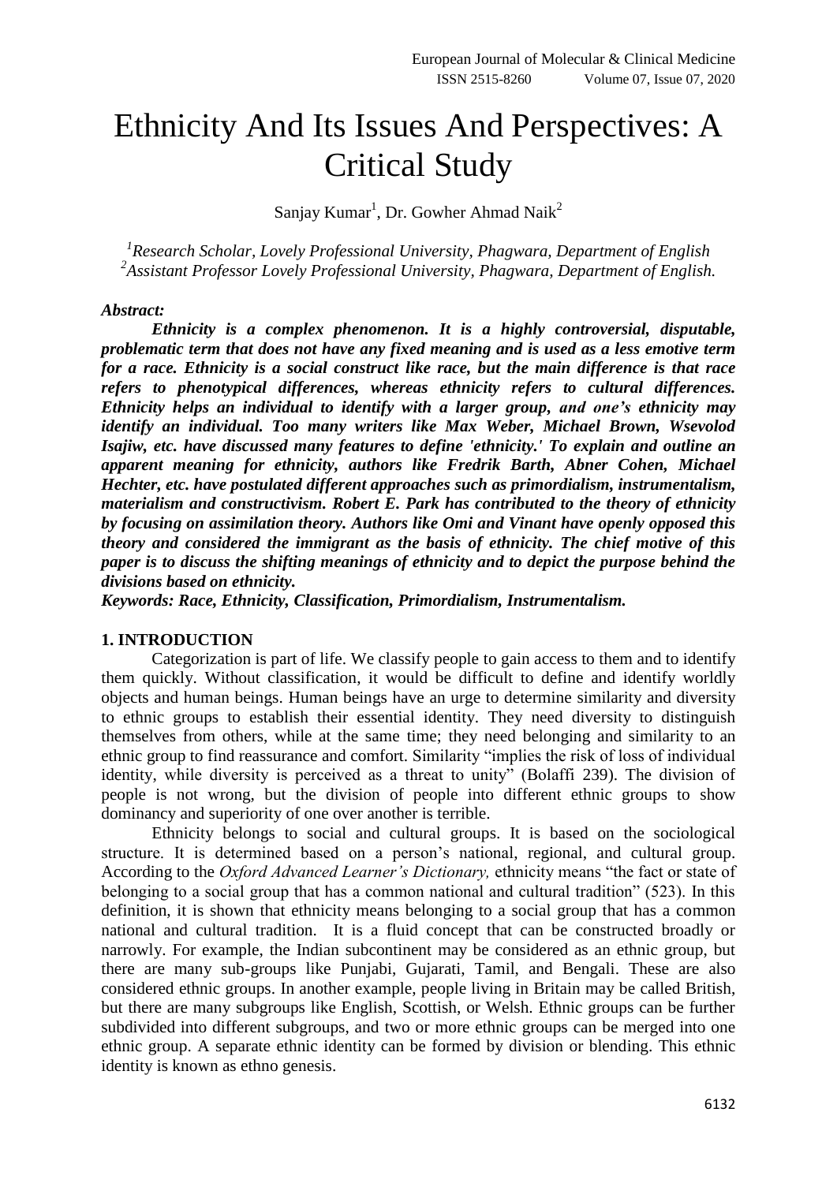# Ethnicity And Its Issues And Perspectives: A Critical Study

Sanjay Kumar[1], Dr. Gowher Ahmad Naik[2]

*[1]Research Scholar, Lovely Professional University, Phagwara, Department of English*
*[2]Assistant Professor Lovely Professional University, Phagwara, Department of English.*

***Abstract:***

***Ethnicity is a complex phenomenon. It is a highly controversial, disputable, problematic term that does not have any fixed meaning and is used as a less emotive term for a race. Ethnicity is a social construct like race, but the main difference is that race refers to phenotypical differences, whereas ethnicity refers to cultural differences. Ethnicity helps an individual to identify with a larger group, and one's ethnicity may identify an individual. Too many writers like Max Weber, Michael Brown, Wsevolod Isajiw, etc. have discussed many features to define 'ethnicity.' To explain and outline an apparent meaning for ethnicity, authors like Fredrik Barth, Abner Cohen, Michael Hechter, etc. have postulated different approaches such as primordialism, instrumentalism, materialism and constructivism. Robert E. Park has contributed to the theory of ethnicity by focusing on assimilation theory. Authors like Omi and Vinant have openly opposed this theory and considered the immigrant as the basis of ethnicity. The chief motive of this paper is to discuss the shifting meanings of ethnicity and to depict the purpose behind the divisions based on ethnicity.***

***Keywords: Race, Ethnicity, Classification, Primordialism, Instrumentalism.***

## 1. INTRODUCTION

Categorization is part of life. We classify people to gain access to them and to identify them quickly. Without classification, it would be difficult to define and identify worldly objects and human beings. Human beings have an urge to determine similarity and diversity to ethnic groups to establish their essential identity. They need diversity to distinguish themselves from others, while at the same time; they need belonging and similarity to an ethnic group to find reassurance and comfort. Similarity "implies the risk of loss of individual identity, while diversity is perceived as a threat to unity" (Bolaffi 239). The division of people is not wrong, but the division of people into different ethnic groups to show dominancy and superiority of one over another is terrible.

Ethnicity belongs to social and cultural groups. It is based on the sociological structure. It is determined based on a person's national, regional, and cultural group. According to the *Oxford Advanced Learner's Dictionary,* ethnicity means "the fact or state of belonging to a social group that has a common national and cultural tradition" (523). In this definition, it is shown that ethnicity means belonging to a social group that has a common national and cultural tradition. It is a fluid concept that can be constructed broadly or narrowly. For example, the Indian subcontinent may be considered as an ethnic group, but there are many sub-groups like Punjabi, Gujarati, Tamil, and Bengali. These are also considered ethnic groups. In another example, people living in Britain may be called British, but there are many subgroups like English, Scottish, or Welsh. Ethnic groups can be further subdivided into different subgroups, and two or more ethnic groups can be merged into one ethnic group. A separate ethnic identity can be formed by division or blending. This ethnic identity is known as ethno genesis.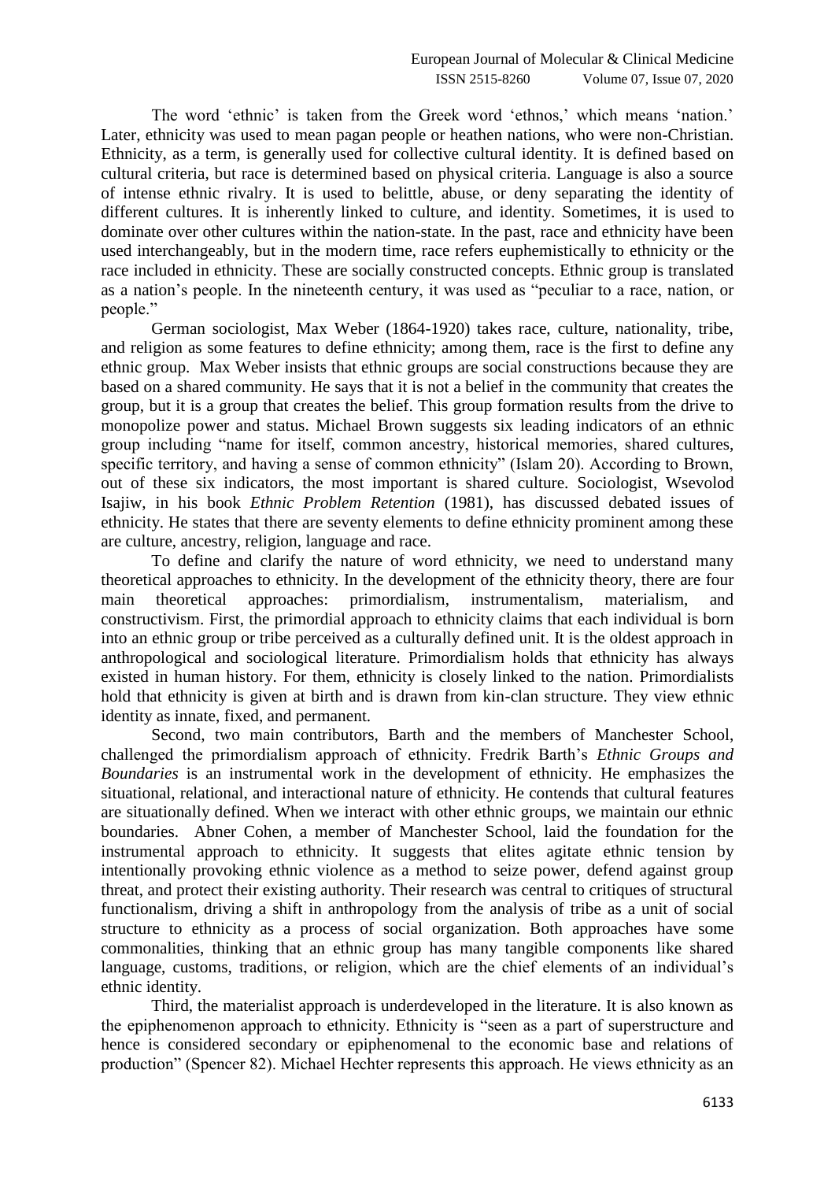The word 'ethnic' is taken from the Greek word 'ethnos,' which means 'nation.' Later, ethnicity was used to mean pagan people or heathen nations, who were non-Christian. Ethnicity, as a term, is generally used for collective cultural identity. It is defined based on cultural criteria, but race is determined based on physical criteria. Language is also a source of intense ethnic rivalry. It is used to belittle, abuse, or deny separating the identity of different cultures. It is inherently linked to culture, and identity. Sometimes, it is used to dominate over other cultures within the nation-state. In the past, race and ethnicity have been used interchangeably, but in the modern time, race refers euphemistically to ethnicity or the race included in ethnicity. These are socially constructed concepts. Ethnic group is translated as a nation's people. In the nineteenth century, it was used as "peculiar to a race, nation, or people."

German sociologist, Max Weber (1864-1920) takes race, culture, nationality, tribe, and religion as some features to define ethnicity; among them, race is the first to define any ethnic group. Max Weber insists that ethnic groups are social constructions because they are based on a shared community. He says that it is not a belief in the community that creates the group, but it is a group that creates the belief. This group formation results from the drive to monopolize power and status. Michael Brown suggests six leading indicators of an ethnic group including "name for itself, common ancestry, historical memories, shared cultures, specific territory, and having a sense of common ethnicity" (Islam 20). According to Brown, out of these six indicators, the most important is shared culture. Sociologist, Wsevolod Isajiw, in his book *Ethnic Problem Retention* (1981), has discussed debated issues of ethnicity. He states that there are seventy elements to define ethnicity prominent among these are culture, ancestry, religion, language and race.

To define and clarify the nature of word ethnicity, we need to understand many theoretical approaches to ethnicity. In the development of the ethnicity theory, there are four main theoretical approaches: primordialism, instrumentalism, materialism, and constructivism. First, the primordial approach to ethnicity claims that each individual is born into an ethnic group or tribe perceived as a culturally defined unit. It is the oldest approach in anthropological and sociological literature. Primordialism holds that ethnicity has always existed in human history. For them, ethnicity is closely linked to the nation. Primordialists hold that ethnicity is given at birth and is drawn from kin-clan structure. They view ethnic identity as innate, fixed, and permanent.

Second, two main contributors, Barth and the members of Manchester School, challenged the primordialism approach of ethnicity. Fredrik Barth's *Ethnic Groups and Boundaries* is an instrumental work in the development of ethnicity. He emphasizes the situational, relational, and interactional nature of ethnicity. He contends that cultural features are situationally defined. When we interact with other ethnic groups, we maintain our ethnic boundaries. Abner Cohen, a member of Manchester School, laid the foundation for the instrumental approach to ethnicity. It suggests that elites agitate ethnic tension by intentionally provoking ethnic violence as a method to seize power, defend against group threat, and protect their existing authority. Their research was central to critiques of structural functionalism, driving a shift in anthropology from the analysis of tribe as a unit of social structure to ethnicity as a process of social organization. Both approaches have some commonalities, thinking that an ethnic group has many tangible components like shared language, customs, traditions, or religion, which are the chief elements of an individual's ethnic identity.

Third, the materialist approach is underdeveloped in the literature. It is also known as the epiphenomenon approach to ethnicity. Ethnicity is "seen as a part of superstructure and hence is considered secondary or epiphenomenal to the economic base and relations of production" (Spencer 82). Michael Hechter represents this approach. He views ethnicity as an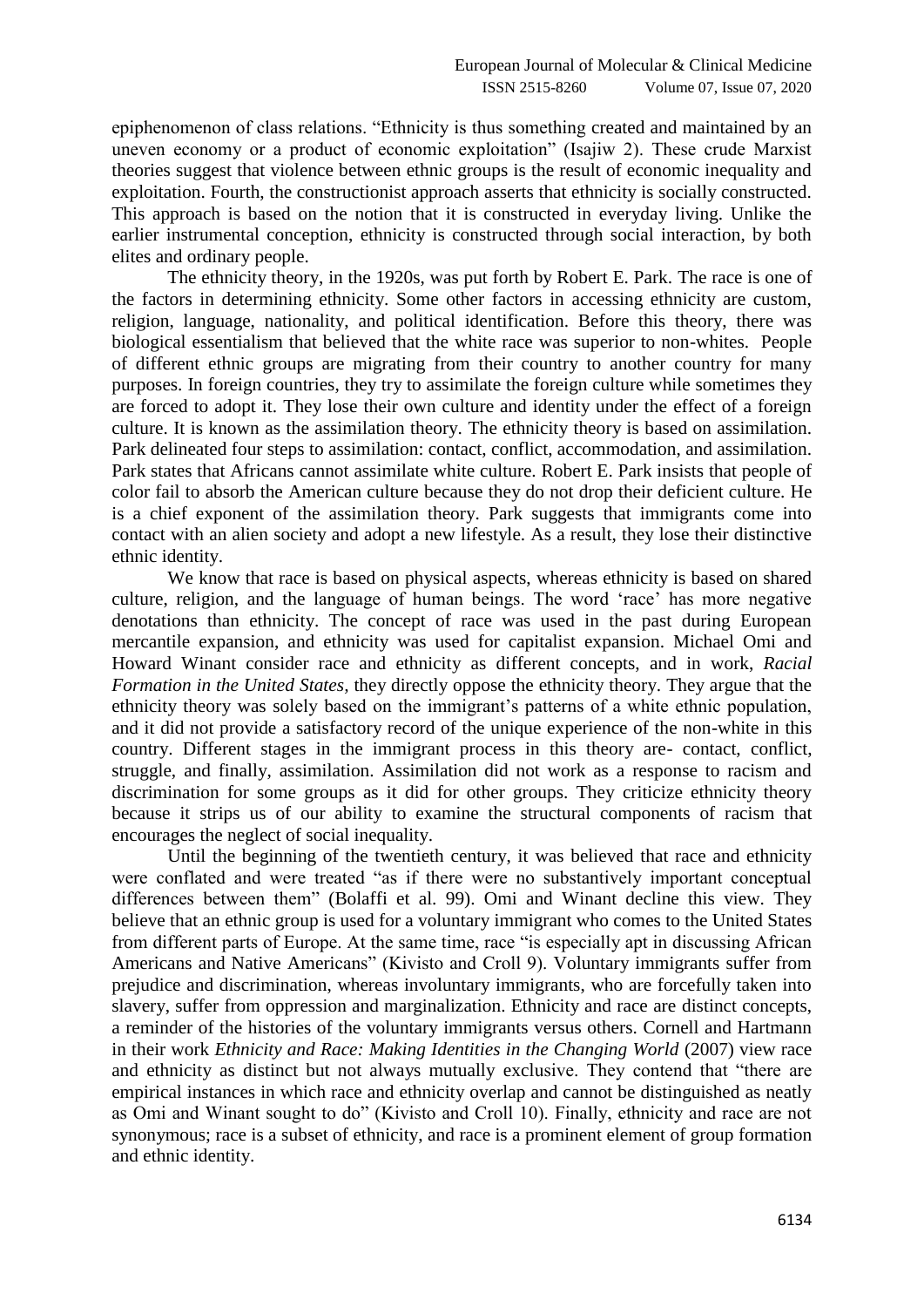epiphenomenon of class relations. "Ethnicity is thus something created and maintained by an uneven economy or a product of economic exploitation" (Isajiw 2). These crude Marxist theories suggest that violence between ethnic groups is the result of economic inequality and exploitation. Fourth, the constructionist approach asserts that ethnicity is socially constructed. This approach is based on the notion that it is constructed in everyday living. Unlike the earlier instrumental conception, ethnicity is constructed through social interaction, by both elites and ordinary people.

The ethnicity theory, in the 1920s, was put forth by Robert E. Park. The race is one of the factors in determining ethnicity. Some other factors in accessing ethnicity are custom, religion, language, nationality, and political identification. Before this theory, there was biological essentialism that believed that the white race was superior to non-whites. People of different ethnic groups are migrating from their country to another country for many purposes. In foreign countries, they try to assimilate the foreign culture while sometimes they are forced to adopt it. They lose their own culture and identity under the effect of a foreign culture. It is known as the assimilation theory. The ethnicity theory is based on assimilation. Park delineated four steps to assimilation: contact, conflict, accommodation, and assimilation. Park states that Africans cannot assimilate white culture. Robert E. Park insists that people of color fail to absorb the American culture because they do not drop their deficient culture. He is a chief exponent of the assimilation theory. Park suggests that immigrants come into contact with an alien society and adopt a new lifestyle. As a result, they lose their distinctive ethnic identity.

We know that race is based on physical aspects, whereas ethnicity is based on shared culture, religion, and the language of human beings. The word 'race' has more negative denotations than ethnicity. The concept of race was used in the past during European mercantile expansion, and ethnicity was used for capitalist expansion. Michael Omi and Howard Winant consider race and ethnicity as different concepts, and in work, *Racial Formation in the United States*, they directly oppose the ethnicity theory. They argue that the ethnicity theory was solely based on the immigrant's patterns of a white ethnic population, and it did not provide a satisfactory record of the unique experience of the non-white in this country. Different stages in the immigrant process in this theory are- contact, conflict, struggle, and finally, assimilation. Assimilation did not work as a response to racism and discrimination for some groups as it did for other groups. They criticize ethnicity theory because it strips us of our ability to examine the structural components of racism that encourages the neglect of social inequality.

Until the beginning of the twentieth century, it was believed that race and ethnicity were conflated and were treated "as if there were no substantively important conceptual differences between them" (Bolaffi et al. 99). Omi and Winant decline this view. They believe that an ethnic group is used for a voluntary immigrant who comes to the United States from different parts of Europe. At the same time, race "is especially apt in discussing African Americans and Native Americans" (Kivisto and Croll 9). Voluntary immigrants suffer from prejudice and discrimination, whereas involuntary immigrants, who are forcefully taken into slavery, suffer from oppression and marginalization. Ethnicity and race are distinct concepts, a reminder of the histories of the voluntary immigrants versus others. Cornell and Hartmann in their work *Ethnicity and Race: Making Identities in the Changing World* (2007) view race and ethnicity as distinct but not always mutually exclusive. They contend that "there are empirical instances in which race and ethnicity overlap and cannot be distinguished as neatly as Omi and Winant sought to do" (Kivisto and Croll 10). Finally, ethnicity and race are not synonymous; race is a subset of ethnicity, and race is a prominent element of group formation and ethnic identity.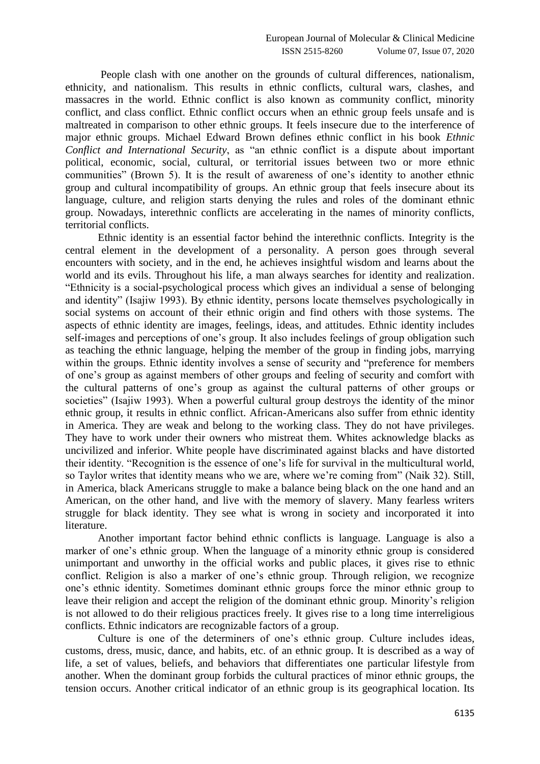People clash with one another on the grounds of cultural differences, nationalism, ethnicity, and nationalism. This results in ethnic conflicts, cultural wars, clashes, and massacres in the world. Ethnic conflict is also known as community conflict, minority conflict, and class conflict. Ethnic conflict occurs when an ethnic group feels unsafe and is maltreated in comparison to other ethnic groups. It feels insecure due to the interference of major ethnic groups. Michael Edward Brown defines ethnic conflict in his book *Ethnic Conflict and International Security*, as "an ethnic conflict is a dispute about important political, economic, social, cultural, or territorial issues between two or more ethnic communities" (Brown 5). It is the result of awareness of one's identity to another ethnic group and cultural incompatibility of groups. An ethnic group that feels insecure about its language, culture, and religion starts denying the rules and roles of the dominant ethnic group. Nowadays, interethnic conflicts are accelerating in the names of minority conflicts, territorial conflicts.

Ethnic identity is an essential factor behind the interethnic conflicts. Integrity is the central element in the development of a personality. A person goes through several encounters with society, and in the end, he achieves insightful wisdom and learns about the world and its evils. Throughout his life, a man always searches for identity and realization. "Ethnicity is a social-psychological process which gives an individual a sense of belonging and identity" (Isajiw 1993). By ethnic identity, persons locate themselves psychologically in social systems on account of their ethnic origin and find others with those systems. The aspects of ethnic identity are images, feelings, ideas, and attitudes. Ethnic identity includes self-images and perceptions of one's group. It also includes feelings of group obligation such as teaching the ethnic language, helping the member of the group in finding jobs, marrying within the groups. Ethnic identity involves a sense of security and "preference for members of one's group as against members of other groups and feeling of security and comfort with the cultural patterns of one's group as against the cultural patterns of other groups or societies" (Isajiw 1993). When a powerful cultural group destroys the identity of the minor ethnic group, it results in ethnic conflict. African-Americans also suffer from ethnic identity in America. They are weak and belong to the working class. They do not have privileges. They have to work under their owners who mistreat them. Whites acknowledge blacks as uncivilized and inferior. White people have discriminated against blacks and have distorted their identity. "Recognition is the essence of one's life for survival in the multicultural world, so Taylor writes that identity means who we are, where we're coming from" (Naik 32). Still, in America, black Americans struggle to make a balance being black on the one hand and an American, on the other hand, and live with the memory of slavery. Many fearless writers struggle for black identity. They see what is wrong in society and incorporated it into literature.

Another important factor behind ethnic conflicts is language. Language is also a marker of one's ethnic group. When the language of a minority ethnic group is considered unimportant and unworthy in the official works and public places, it gives rise to ethnic conflict. Religion is also a marker of one's ethnic group. Through religion, we recognize one's ethnic identity. Sometimes dominant ethnic groups force the minor ethnic group to leave their religion and accept the religion of the dominant ethnic group. Minority's religion is not allowed to do their religious practices freely. It gives rise to a long time interreligious conflicts. Ethnic indicators are recognizable factors of a group.

Culture is one of the determiners of one's ethnic group. Culture includes ideas, customs, dress, music, dance, and habits, etc. of an ethnic group. It is described as a way of life, a set of values, beliefs, and behaviors that differentiates one particular lifestyle from another. When the dominant group forbids the cultural practices of minor ethnic groups, the tension occurs. Another critical indicator of an ethnic group is its geographical location. Its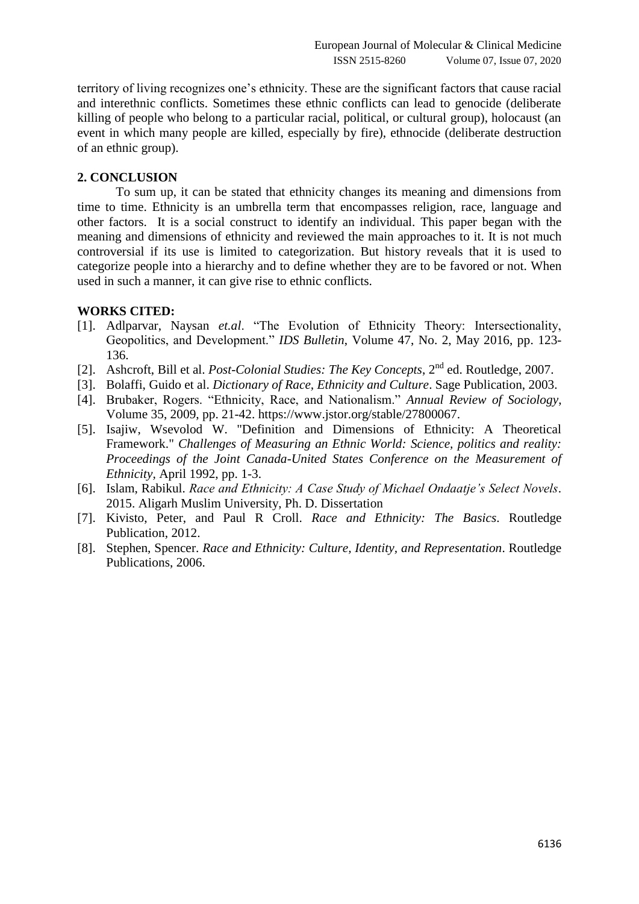territory of living recognizes one's ethnicity. These are the significant factors that cause racial and interethnic conflicts. Sometimes these ethnic conflicts can lead to genocide (deliberate killing of people who belong to a particular racial, political, or cultural group), holocaust (an event in which many people are killed, especially by fire), ethnocide (deliberate destruction of an ethnic group).

## 2. CONCLUSION

To sum up, it can be stated that ethnicity changes its meaning and dimensions from time to time. Ethnicity is an umbrella term that encompasses religion, race, language and other factors. It is a social construct to identify an individual. This paper began with the meaning and dimensions of ethnicity and reviewed the main approaches to it. It is not much controversial if its use is limited to categorization. But history reveals that it is used to categorize people into a hierarchy and to define whether they are to be favored or not. When used in such a manner, it can give rise to ethnic conflicts.

## WORKS CITED:

[1]. Adlparvar, Naysan *et.al*. "The Evolution of Ethnicity Theory: Intersectionality, Geopolitics, and Development." *IDS Bulletin*, Volume 47, No. 2, May 2016, pp. 123-136.

[2]. Ashcroft, Bill et al. *Post-Colonial Studies: The Key Concepts*, 2nd ed. Routledge, 2007.

[3]. Bolaffi, Guido et al. *Dictionary of Race, Ethnicity and Culture*. Sage Publication, 2003.

[4]. Brubaker, Rogers. "Ethnicity, Race, and Nationalism." *Annual Review of Sociology*, Volume 35, 2009, pp. 21-42. https://www.jstor.org/stable/27800067.

[5]. Isajiw, Wsevolod W. "Definition and Dimensions of Ethnicity: A Theoretical Framework." *Challenges of Measuring an Ethnic World: Science, politics and reality: Proceedings of the Joint Canada-United States Conference on the Measurement of Ethnicity*, April 1992, pp. 1-3.

[6]. Islam, Rabikul. *Race and Ethnicity: A Case Study of Michael Ondaatje's Select Novels*. 2015. Aligarh Muslim University, Ph. D. Dissertation

[7]. Kivisto, Peter, and Paul R Croll. *Race and Ethnicity: The Basics*. Routledge Publication, 2012.

[8]. Stephen, Spencer. *Race and Ethnicity: Culture, Identity, and Representation*. Routledge Publications, 2006.